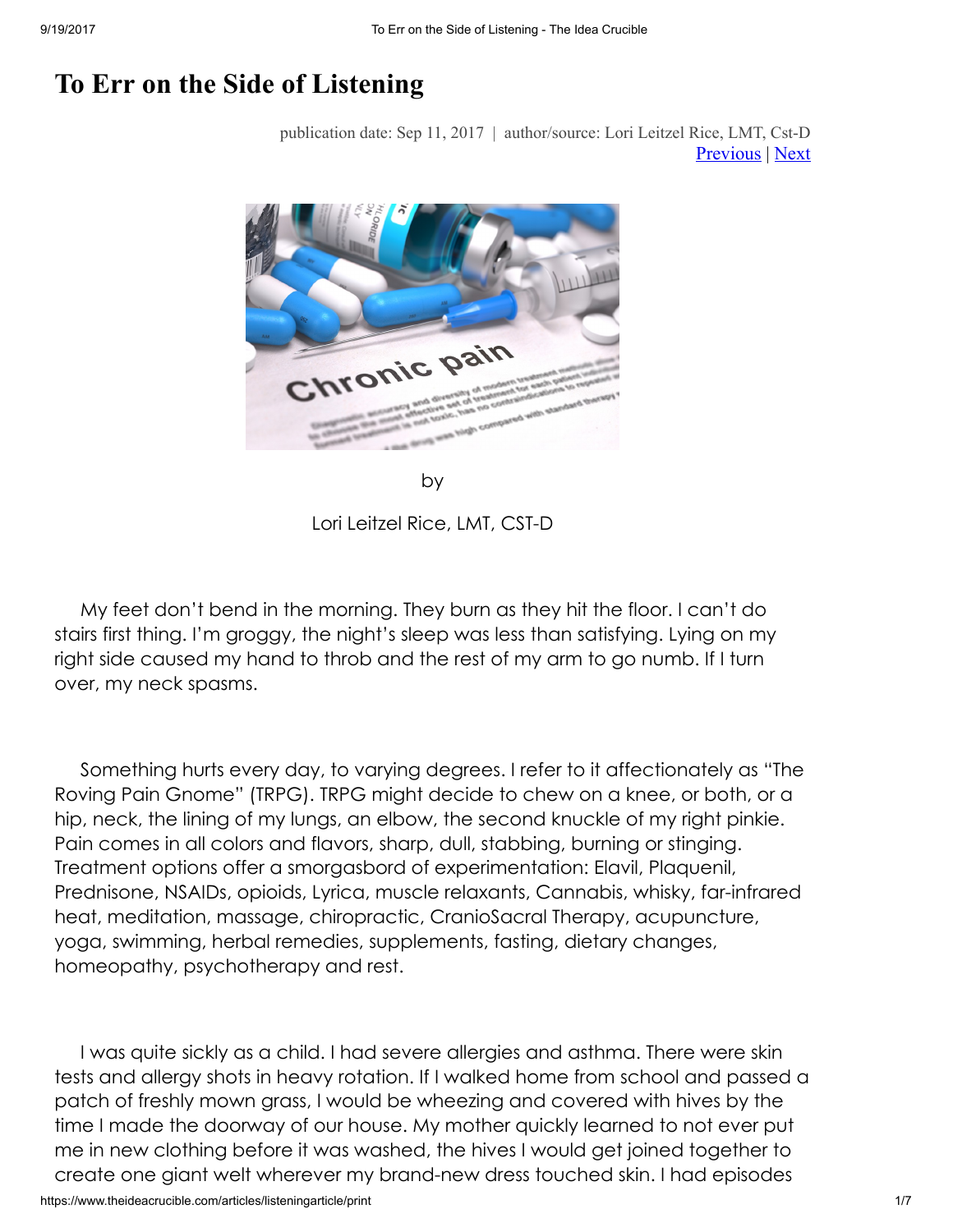# To Err on the Side of Listening

publication date: Sep 11, 2017 | author/source: Lori Leitzel Rice, LMT, Cst-D
Previous | Next

by

Lori Leitzel Rice, LMT, CST-D

My feet don't bend in the morning. They burn as they hit the floor. I can't do stairs first thing. I'm groggy, the night's sleep was less than satisfying. Lying on my right side caused my hand to throb and the rest of my arm to go numb. If I turn over, my neck spasms.

Something hurts every day, to varying degrees. I refer to it affectionately as "The Roving Pain Gnome" (TRPG). TRPG might decide to chew on a knee, or both, or a hip, neck, the lining of my lungs, an elbow, the second knuckle of my right pinkie. Pain comes in all colors and flavors, sharp, dull, stabbing, burning or stinging. Treatment options offer a smorgasbord of experimentation: Elavil, Plaquenil, Prednisone, NSAIDs, opioids, Lyrica, muscle relaxants, Cannabis, whisky, far-infrared heat, meditation, massage, chiropractic, CranioSacral Therapy, acupuncture, yoga, swimming, herbal remedies, supplements, fasting, dietary changes, homeopathy, psychotherapy and rest.

I was quite sickly as a child. I had severe allergies and asthma. There were skin tests and allergy shots in heavy rotation. If I walked home from school and passed a patch of freshly mown grass, I would be wheezing and covered with hives by the time I made the doorway of our house. My mother quickly learned to not ever put me in new clothing before it was washed, the hives I would get joined together to create one giant welt wherever my brand-new dress touched skin. I had episodes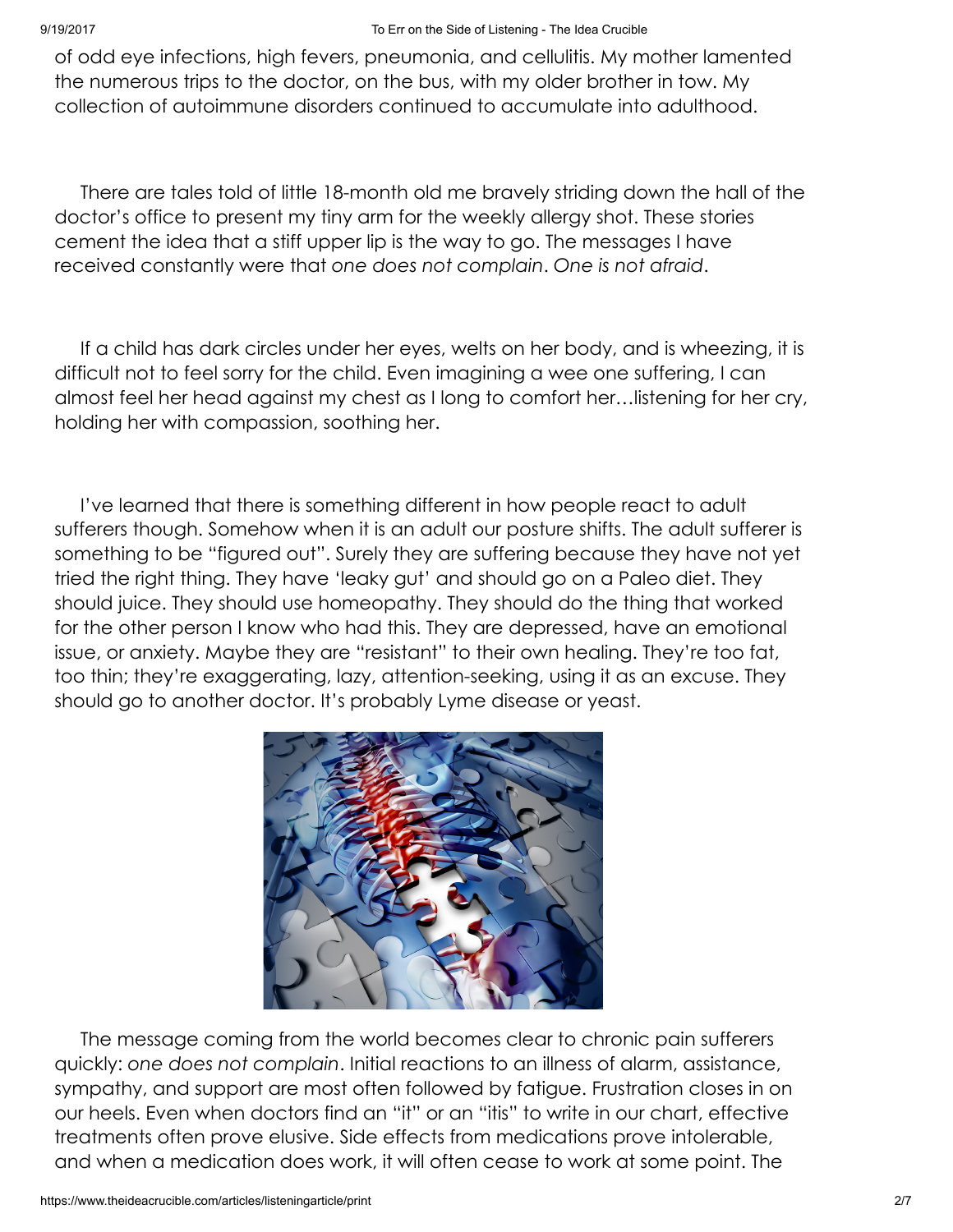of odd eye infections, high fevers, pneumonia, and cellulitis. My mother lamented the numerous trips to the doctor, on the bus, with my older brother in tow. My collection of autoimmune disorders continued to accumulate into adulthood.

There are tales told of little 18-month old me bravely striding down the hall of the doctor's office to present my tiny arm for the weekly allergy shot. These stories cement the idea that a stiff upper lip is the way to go. The messages I have received constantly were that *one does not complain*. *One is not afraid*.

If a child has dark circles under her eyes, welts on her body, and is wheezing, it is difficult not to feel sorry for the child. Even imagining a wee one suffering, I can almost feel her head against my chest as I long to comfort her…listening for her cry, holding her with compassion, soothing her.

I've learned that there is something different in how people react to adult sufferers though. Somehow when it is an adult our posture shifts. The adult sufferer is something to be "figured out". Surely they are suffering because they have not yet tried the right thing. They have 'leaky gut' and should go on a Paleo diet. They should juice. They should use homeopathy. They should do the thing that worked for the other person I know who had this. They are depressed, have an emotional issue, or anxiety. Maybe they are "resistant" to their own healing. They're too fat, too thin; they're exaggerating, lazy, attention-seeking, using it as an excuse. They should go to another doctor. It's probably Lyme disease or yeast.

The message coming from the world becomes clear to chronic pain sufferers quickly: *one does not complain*. Initial reactions to an illness of alarm, assistance, sympathy, and support are most often followed by fatigue. Frustration closes in on our heels. Even when doctors find an "it" or an "itis" to write in our chart, effective treatments often prove elusive. Side effects from medications prove intolerable, and when a medication does work, it will often cease to work at some point. The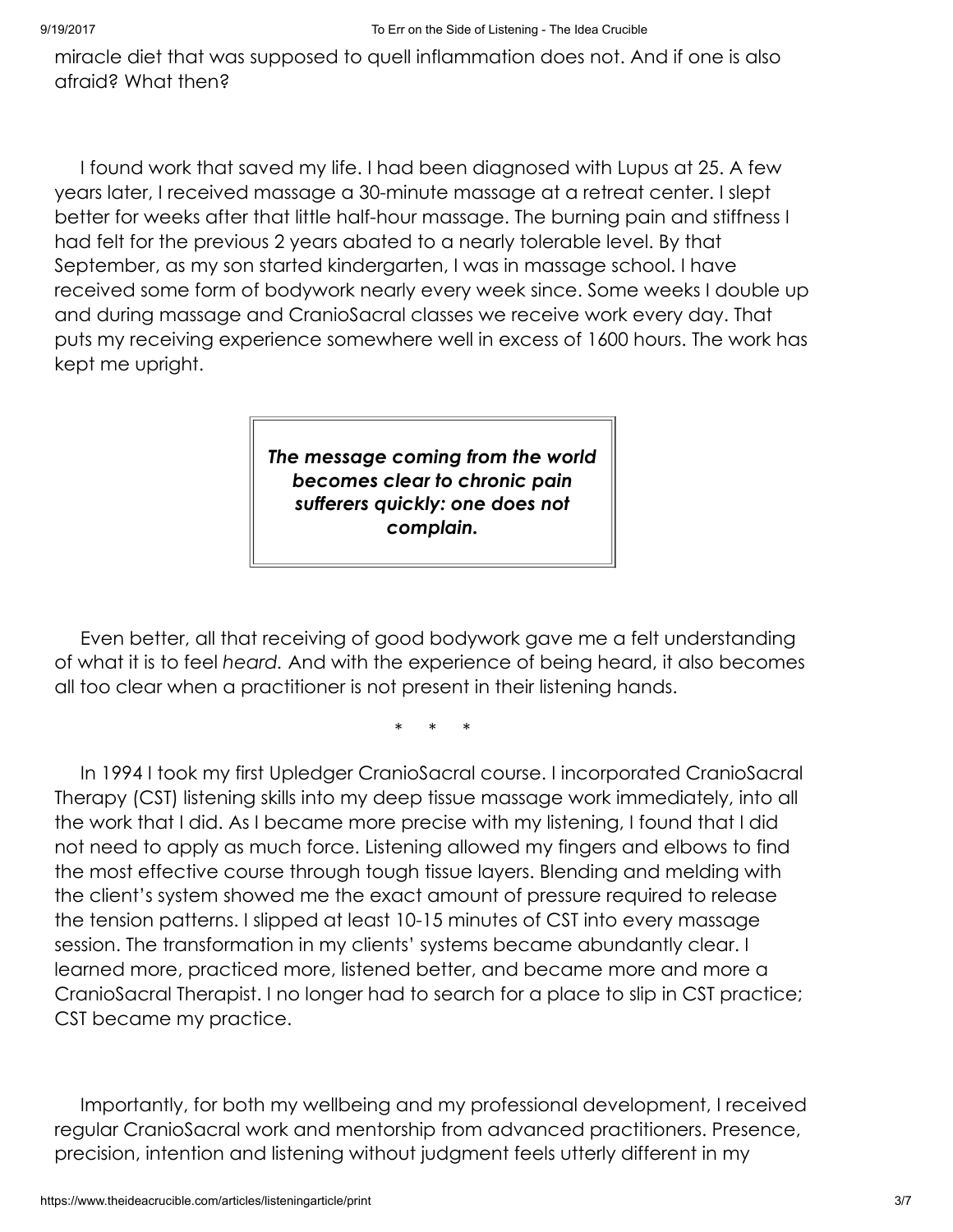miracle diet that was supposed to quell inflammation does not. And if one is also afraid? What then?

I found work that saved my life. I had been diagnosed with Lupus at 25. A few years later, I received massage a 30-minute massage at a retreat center. I slept better for weeks after that little half-hour massage. The burning pain and stiffness I had felt for the previous 2 years abated to a nearly tolerable level. By that September, as my son started kindergarten, I was in massage school. I have received some form of bodywork nearly every week since. Some weeks I double up and during massage and CranioSacral classes we receive work every day. That puts my receiving experience somewhere well in excess of 1600 hours. The work has kept me upright.

> ***The message coming from the world becomes clear to chronic pain sufferers quickly: one does not complain.***

Even better, all that receiving of good bodywork gave me a felt understanding of what it is to feel *heard.* And with the experience of being heard, it also becomes all too clear when a practitioner is not present in their listening hands.

\* \* \*

In 1994 I took my first Upledger CranioSacral course. I incorporated CranioSacral Therapy (CST) listening skills into my deep tissue massage work immediately, into all the work that I did. As I became more precise with my listening, I found that I did not need to apply as much force. Listening allowed my fingers and elbows to find the most effective course through tough tissue layers. Blending and melding with the client's system showed me the exact amount of pressure required to release the tension patterns. I slipped at least 10-15 minutes of CST into every massage session. The transformation in my clients' systems became abundantly clear. I learned more, practiced more, listened better, and became more and more a CranioSacral Therapist. I no longer had to search for a place to slip in CST practice; CST became my practice.

Importantly, for both my wellbeing and my professional development, I received regular CranioSacral work and mentorship from advanced practitioners. Presence, precision, intention and listening without judgment feels utterly different in my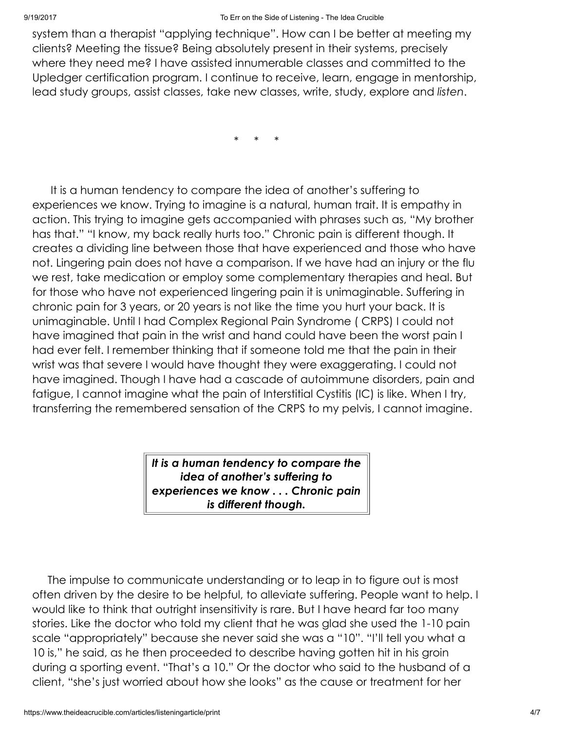system than a therapist "applying technique". How can I be better at meeting my clients? Meeting the tissue? Being absolutely present in their systems, precisely where they need me? I have assisted innumerable classes and committed to the Upledger certification program. I continue to receive, learn, engage in mentorship, lead study groups, assist classes, take new classes, write, study, explore and *listen*.

\* \* \*

It is a human tendency to compare the idea of another's suffering to experiences we know. Trying to imagine is a natural, human trait. It is empathy in action. This trying to imagine gets accompanied with phrases such as, "My brother has that." "I know, my back really hurts too." Chronic pain is different though. It creates a dividing line between those that have experienced and those who have not. Lingering pain does not have a comparison. If we have had an injury or the flu we rest, take medication or employ some complementary therapies and heal. But for those who have not experienced lingering pain it is unimaginable. Suffering in chronic pain for 3 years, or 20 years is not like the time you hurt your back. It is unimaginable. Until I had Complex Regional Pain Syndrome ( CRPS) I could not have imagined that pain in the wrist and hand could have been the worst pain I had ever felt. I remember thinking that if someone told me that the pain in their wrist was that severe I would have thought they were exaggerating. I could not have imagined. Though I have had a cascade of autoimmune disorders, pain and fatigue, I cannot imagine what the pain of Interstitial Cystitis (IC) is like. When I try, transferring the remembered sensation of the CRPS to my pelvis, I cannot imagine.

> ***It is a human tendency to compare the idea of another's suffering to experiences we know . . . Chronic pain is different though.***

The impulse to communicate understanding or to leap in to figure out is most often driven by the desire to be helpful, to alleviate suffering. People want to help. I would like to think that outright insensitivity is rare. But I have heard far too many stories. Like the doctor who told my client that he was glad she used the 1-10 pain scale "appropriately" because she never said she was a "10". "I'll tell you what a 10 is," he said, as he then proceeded to describe having gotten hit in his groin during a sporting event. "That's a 10." Or the doctor who said to the husband of a client, "she's just worried about how she looks" as the cause or treatment for her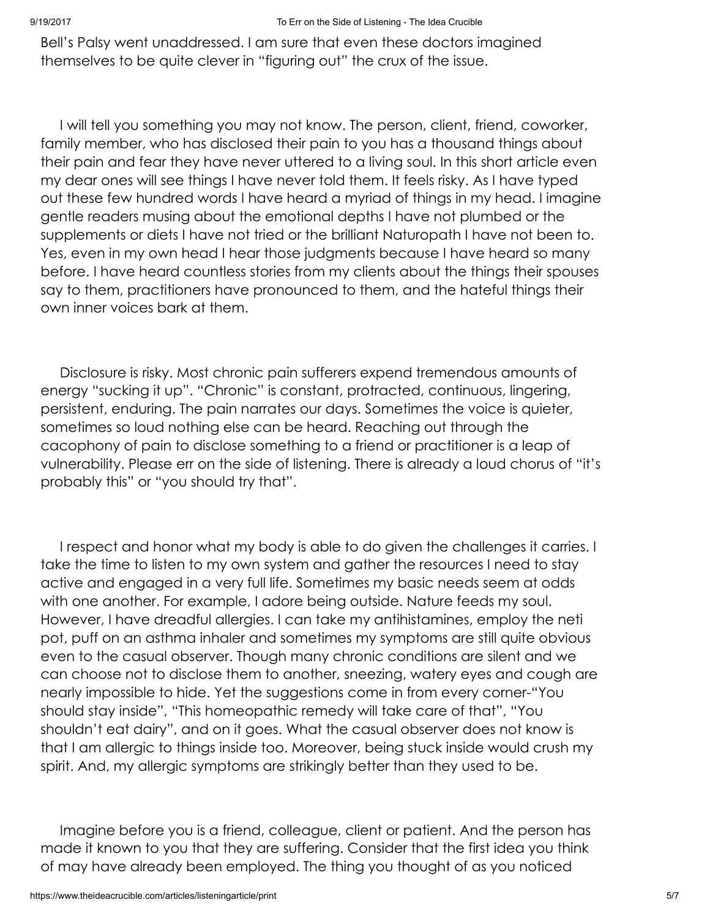Bell's Palsy went unaddressed. I am sure that even these doctors imagined themselves to be quite clever in "figuring out" the crux of the issue.

I will tell you something you may not know. The person, client, friend, coworker, family member, who has disclosed their pain to you has a thousand things about their pain and fear they have never uttered to a living soul. In this short article even my dear ones will see things I have never told them. It feels risky. As I have typed out these few hundred words I have heard a myriad of things in my head. I imagine gentle readers musing about the emotional depths I have not plumbed or the supplements or diets I have not tried or the brilliant Naturopath I have not been to. Yes, even in my own head I hear those judgments because I have heard so many before. I have heard countless stories from my clients about the things their spouses say to them, practitioners have pronounced to them, and the hateful things their own inner voices bark at them.

Disclosure is risky. Most chronic pain sufferers expend tremendous amounts of energy "sucking it up". "Chronic" is constant, protracted, continuous, lingering, persistent, enduring. The pain narrates our days. Sometimes the voice is quieter, sometimes so loud nothing else can be heard. Reaching out through the cacophony of pain to disclose something to a friend or practitioner is a leap of vulnerability. Please err on the side of listening. There is already a loud chorus of "it's probably this" or "you should try that".

I respect and honor what my body is able to do given the challenges it carries. I take the time to listen to my own system and gather the resources I need to stay active and engaged in a very full life. Sometimes my basic needs seem at odds with one another. For example, I adore being outside. Nature feeds my soul. However, I have dreadful allergies. I can take my antihistamines, employ the neti pot, puff on an asthma inhaler and sometimes my symptoms are still quite obvious even to the casual observer. Though many chronic conditions are silent and we can choose not to disclose them to another, sneezing, watery eyes and cough are nearly impossible to hide. Yet the suggestions come in from every corner-"You should stay inside", "This homeopathic remedy will take care of that", "You shouldn't eat dairy", and on it goes. What the casual observer does not know is that I am allergic to things inside too. Moreover, being stuck inside would crush my spirit. And, my allergic symptoms are strikingly better than they used to be.

Imagine before you is a friend, colleague, client or patient. And the person has made it known to you that they are suffering. Consider that the first idea you think of may have already been employed. The thing you thought of as you noticed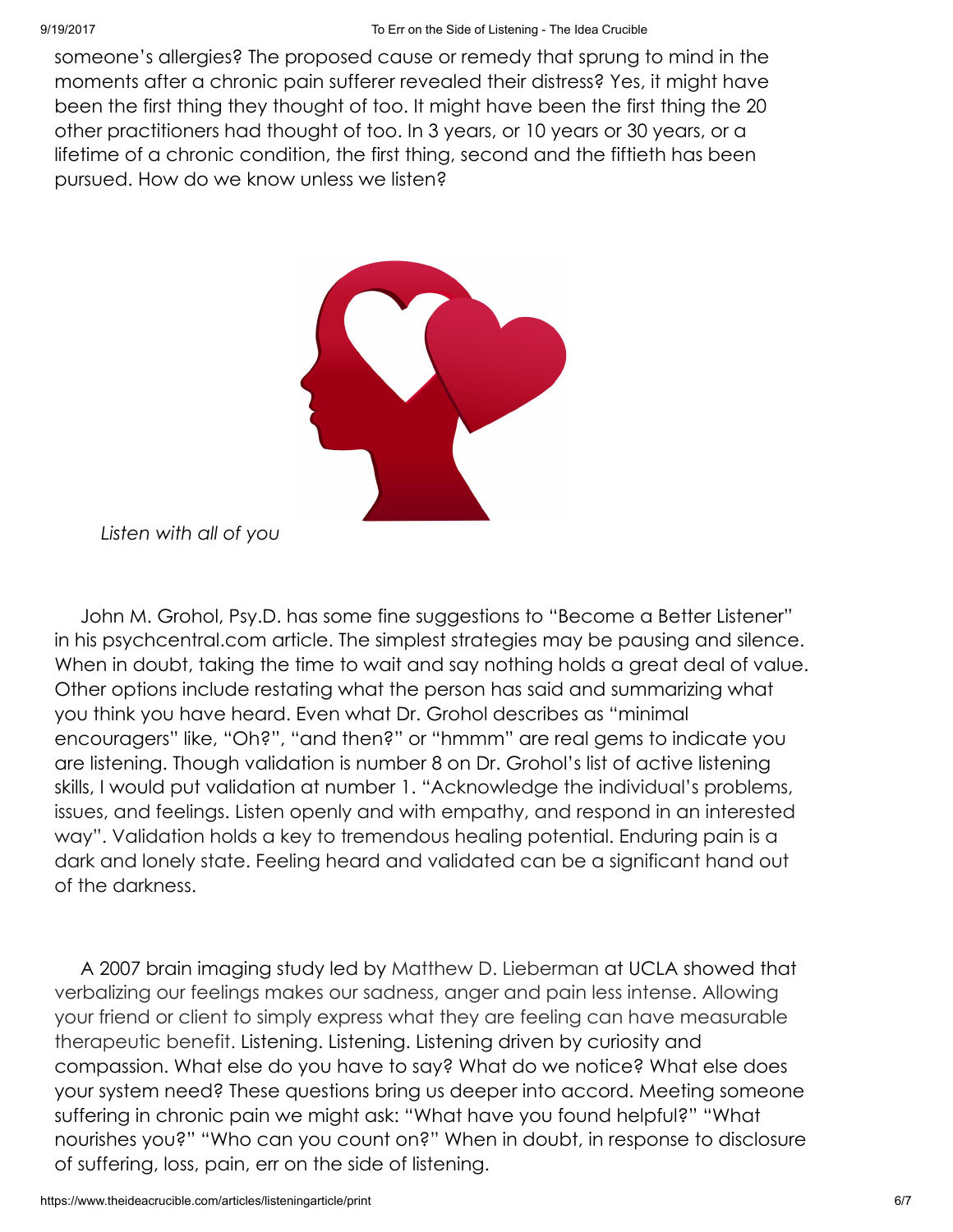someone's allergies? The proposed cause or remedy that sprung to mind in the moments after a chronic pain sufferer revealed their distress? Yes, it might have been the first thing they thought of too. It might have been the first thing the 20 other practitioners had thought of too. In 3 years, or 10 years or 30 years, or a lifetime of a chronic condition, the first thing, second and the fiftieth has been pursued. How do we know unless we listen?

*Listen with all of you*

John M. Grohol, Psy.D. has some fine suggestions to "Become a Better Listener" in his psychcentral.com article. The simplest strategies may be pausing and silence. When in doubt, taking the time to wait and say nothing holds a great deal of value. Other options include restating what the person has said and summarizing what you think you have heard. Even what Dr. Grohol describes as "minimal encouragers" like, "Oh?", "and then?" or "hmmm" are real gems to indicate you are listening. Though validation is number 8 on Dr. Grohol's list of active listening skills, I would put validation at number 1. "Acknowledge the individual's problems, issues, and feelings. Listen openly and with empathy, and respond in an interested way". Validation holds a key to tremendous healing potential. Enduring pain is a dark and lonely state. Feeling heard and validated can be a significant hand out of the darkness.

A 2007 brain imaging study led by Matthew D. Lieberman at UCLA showed that verbalizing our feelings makes our sadness, anger and pain less intense. Allowing your friend or client to simply express what they are feeling can have measurable therapeutic benefit. Listening. Listening. Listening driven by curiosity and compassion. What else do you have to say? What do we notice? What else does your system need? These questions bring us deeper into accord. Meeting someone suffering in chronic pain we might ask: "What have you found helpful?" "What nourishes you?" "Who can you count on?" When in doubt, in response to disclosure of suffering, loss, pain, err on the side of listening.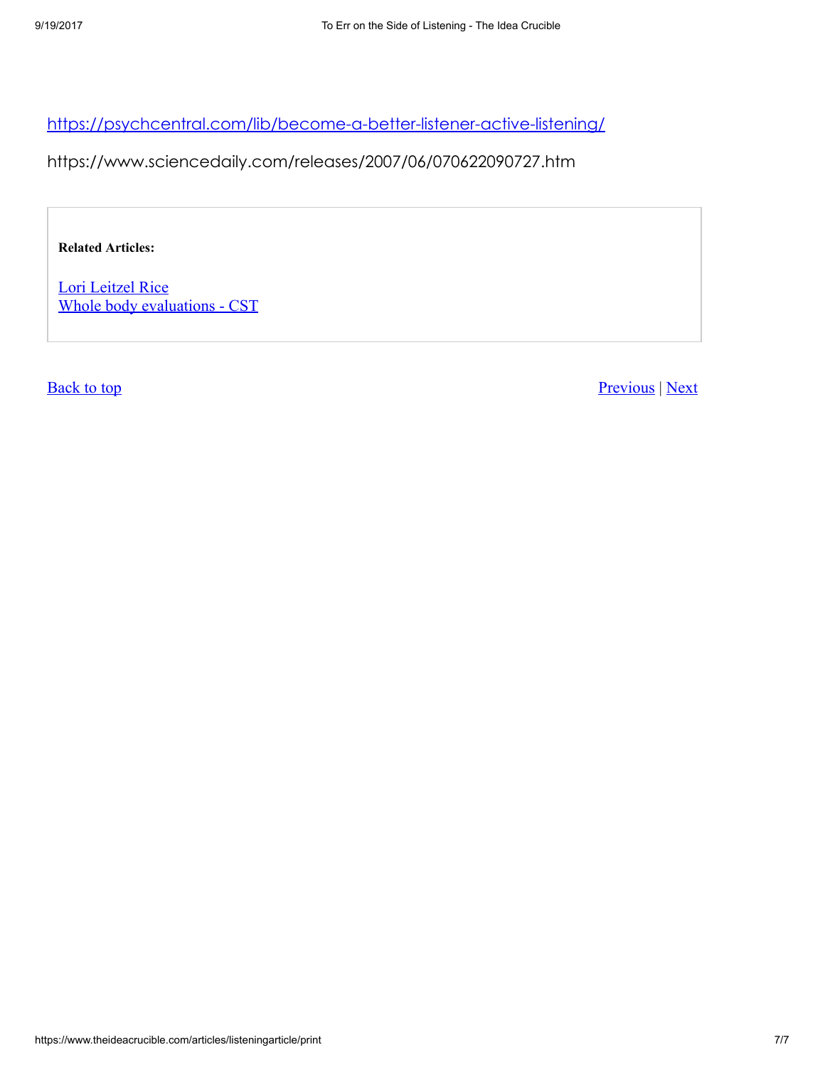https://psychcentral.com/lib/become-a-better-listener-active-listening/

https://www.sciencedaily.com/releases/2007/06/070622090727.htm

**Related Articles:**

Lori Leitzel Rice
Whole body evaluations - CST

Back to top

Previous | Next